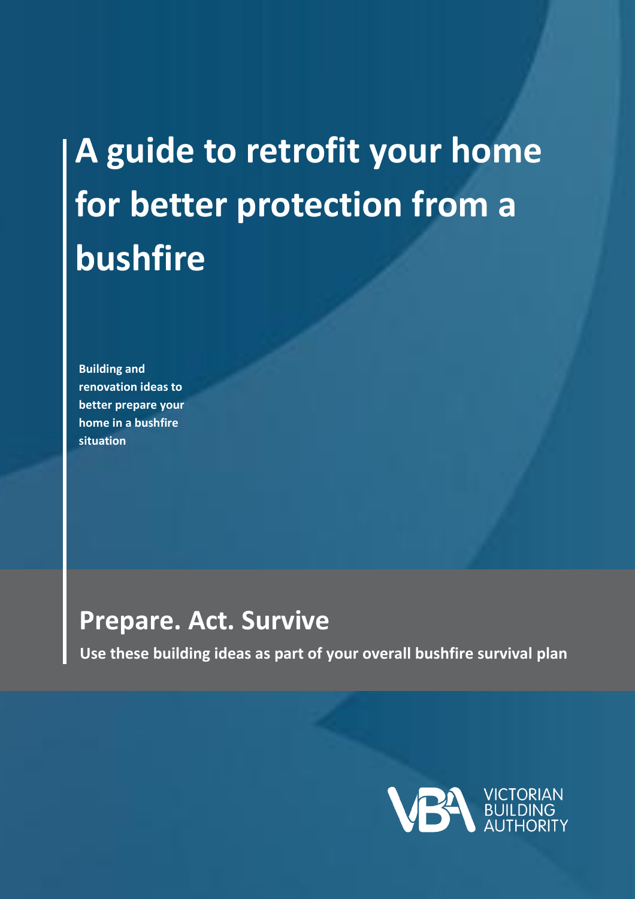# A guide to retrofit your home for better protection from a bushfire

**Building and renovation ideas to better prepare your home in a bushfire situation**

## Prepare. Act. Survive

**Use these building ideas as part of your overall bushfire survival plan**

VICTORIAN BUILDING AUTHORITY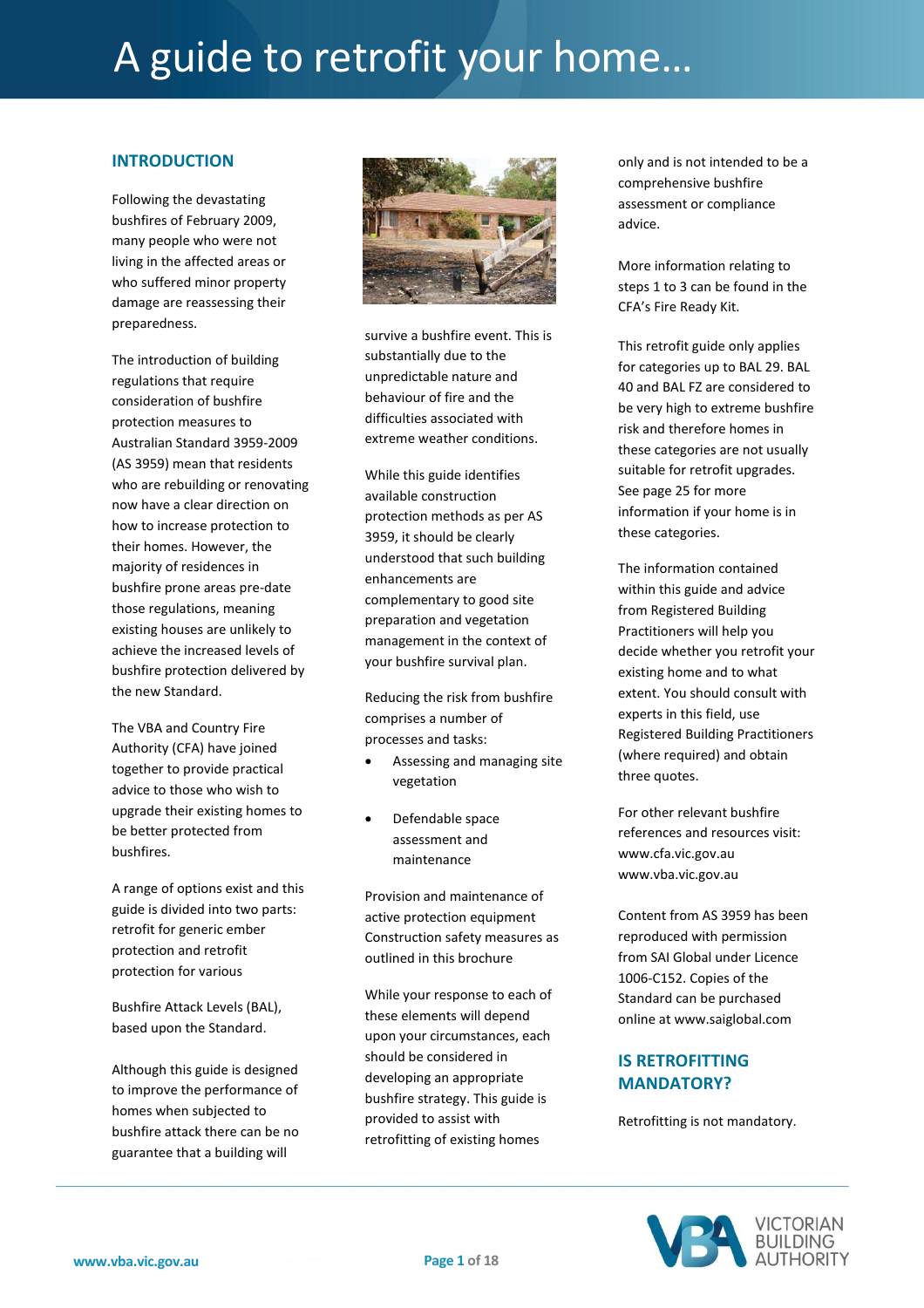# A guide to retrofit your home...

## INTRODUCTION

Following the devastating bushfires of February 2009, many people who were not living in the affected areas or who suffered minor property damage are reassessing their preparedness.

The introduction of building regulations that require consideration of bushfire protection measures to Australian Standard 3959-2009 (AS 3959) mean that residents who are rebuilding or renovating now have a clear direction on how to increase protection to their homes. However, the majority of residences in bushfire prone areas pre-date those regulations, meaning existing houses are unlikely to achieve the increased levels of bushfire protection delivered by the new Standard.

The VBA and Country Fire Authority (CFA) have joined together to provide practical advice to those who wish to upgrade their existing homes to be better protected from bushfires.

A range of options exist and this guide is divided into two parts: retrofit for generic ember protection and retrofit protection for various

Bushfire Attack Levels (BAL), based upon the Standard.

Although this guide is designed to improve the performance of homes when subjected to bushfire attack there can be no guarantee that a building will survive a bushfire event. This is substantially due to the unpredictable nature and behaviour of fire and the difficulties associated with extreme weather conditions.

While this guide identifies available construction protection methods as per AS 3959, it should be clearly understood that such building enhancements are complementary to good site preparation and vegetation management in the context of your bushfire survival plan.

Reducing the risk from bushfire comprises a number of processes and tasks:

- Assessing and managing site vegetation
- Defendable space assessment and maintenance

Provision and maintenance of active protection equipment Construction safety measures as outlined in this brochure

While your response to each of these elements will depend upon your circumstances, each should be considered in developing an appropriate bushfire strategy. This guide is provided to assist with retrofitting of existing homes only and is not intended to be a comprehensive bushfire assessment or compliance advice.

More information relating to steps 1 to 3 can be found in the CFA's Fire Ready Kit.

This retrofit guide only applies for categories up to BAL 29. BAL 40 and BAL FZ are considered to be very high to extreme bushfire risk and therefore homes in these categories are not usually suitable for retrofit upgrades. See page 25 for more information if your home is in these categories.

The information contained within this guide and advice from Registered Building Practitioners will help you decide whether you retrofit your existing home and to what extent. You should consult with experts in this field, use Registered Building Practitioners (where required) and obtain three quotes.

For other relevant bushfire references and resources visit:
www.cfa.vic.gov.au
www.vba.vic.gov.au

Content from AS 3959 has been reproduced with permission from SAI Global under Licence 1006-C152. Copies of the Standard can be purchased online at www.saiglobal.com

## IS RETROFITTING MANDATORY?

Retrofitting is not mandatory.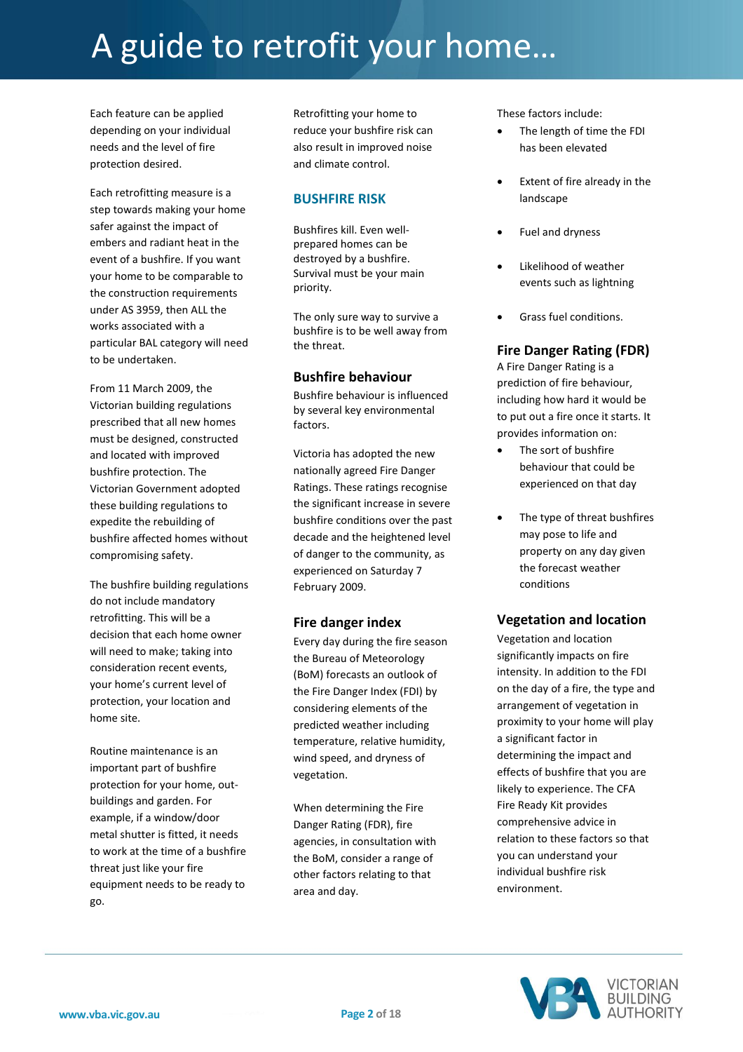# A guide to retrofit your home...

Each feature can be applied depending on your individual needs and the level of fire protection desired.

Each retrofitting measure is a step towards making your home safer against the impact of embers and radiant heat in the event of a bushfire. If you want your home to be comparable to the construction requirements under AS 3959, then ALL the works associated with a particular BAL category will need to be undertaken.

From 11 March 2009, the Victorian building regulations prescribed that all new homes must be designed, constructed and located with improved bushfire protection. The Victorian Government adopted these building regulations to expedite the rebuilding of bushfire affected homes without compromising safety.

The bushfire building regulations do not include mandatory retrofitting. This will be a decision that each home owner will need to make; taking into consideration recent events, your home's current level of protection, your location and home site.

Routine maintenance is an important part of bushfire protection for your home, out-buildings and garden. For example, if a window/door metal shutter is fitted, it needs to work at the time of a bushfire threat just like your fire equipment needs to be ready to go.

Retrofitting your home to reduce your bushfire risk can also result in improved noise and climate control.

## BUSHFIRE RISK

Bushfires kill. Even well-prepared homes can be destroyed by a bushfire. Survival must be your main priority.

The only sure way to survive a bushfire is to be well away from the threat.

### Bushfire behaviour

Bushfire behaviour is influenced by several key environmental factors.

Victoria has adopted the new nationally agreed Fire Danger Ratings. These ratings recognise the significant increase in severe bushfire conditions over the past decade and the heightened level of danger to the community, as experienced on Saturday 7 February 2009.

### Fire danger index

Every day during the fire season the Bureau of Meteorology (BoM) forecasts an outlook of the Fire Danger Index (FDI) by considering elements of the predicted weather including temperature, relative humidity, wind speed, and dryness of vegetation.

When determining the Fire Danger Rating (FDR), fire agencies, in consultation with the BoM, consider a range of other factors relating to that area and day.

These factors include:

- The length of time the FDI has been elevated
- Extent of fire already in the landscape
- Fuel and dryness
- Likelihood of weather events such as lightning
- Grass fuel conditions.

### Fire Danger Rating (FDR)

A Fire Danger Rating is a prediction of fire behaviour, including how hard it would be to put out a fire once it starts. It provides information on:

- The sort of bushfire behaviour that could be experienced on that day
- The type of threat bushfires may pose to life and property on any day given the forecast weather conditions

### Vegetation and location

Vegetation and location significantly impacts on fire intensity. In addition to the FDI on the day of a fire, the type and arrangement of vegetation in proximity to your home will play a significant factor in determining the impact and effects of bushfire that you are likely to experience. The CFA Fire Ready Kit provides comprehensive advice in relation to these factors so that you can understand your individual bushfire risk environment.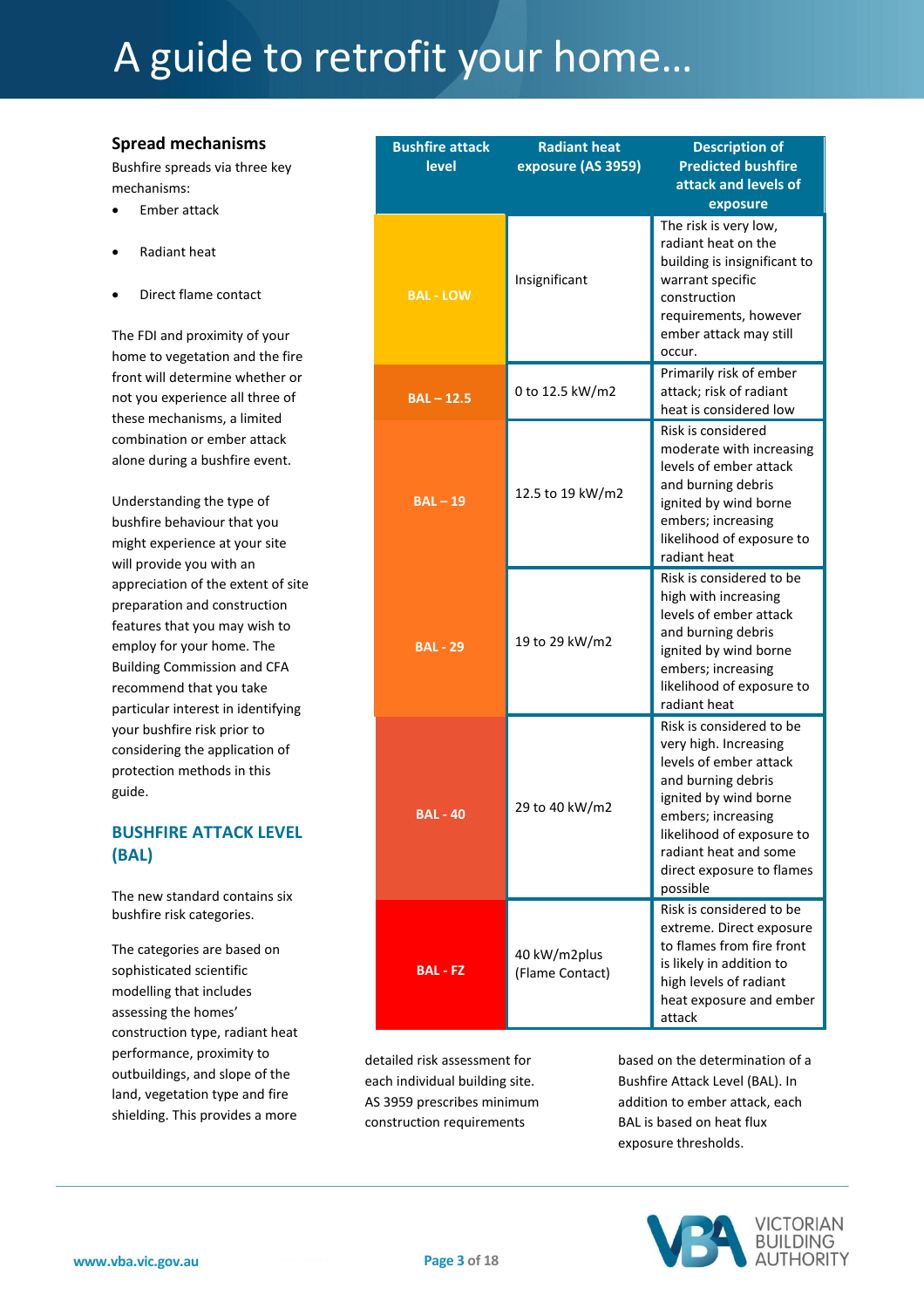# A guide to retrofit your home…

## Spread mechanisms

Bushfire spreads via three key mechanisms:

- Ember attack
- Radiant heat
- Direct flame contact

The FDI and proximity of your home to vegetation and the fire front will determine whether or not you experience all three of these mechanisms, a limited combination or ember attack alone during a bushfire event.

Understanding the type of bushfire behaviour that you might experience at your site will provide you with an appreciation of the extent of site preparation and construction features that you may wish to employ for your home. The Building Commission and CFA recommend that you take particular interest in identifying your bushfire risk prior to considering the application of protection methods in this guide.

## BUSHFIRE ATTACK LEVEL (BAL)

The new standard contains six bushfire risk categories.

The categories are based on sophisticated scientific modelling that includes assessing the homes' construction type, radiant heat performance, proximity to outbuildings, and slope of the land, vegetation type and fire shielding. This provides a more detailed risk assessment for each individual building site. AS 3959 prescribes minimum construction requirements based on the determination of a Bushfire Attack Level (BAL). In addition to ember attack, each BAL is based on heat flux exposure thresholds.

| Bushfire attack level | Radiant heat exposure (AS 3959) | Description of Predicted bushfire attack and levels of exposure |
|---|---|---|
| BAL - LOW | Insignificant | The risk is very low, radiant heat on the building is insignificant to warrant specific construction requirements, however ember attack may still occur. |
| BAL – 12.5 | 0 to 12.5 kW/m2 | Primarily risk of ember attack; risk of radiant heat is considered low |
| BAL – 19 | 12.5 to 19 kW/m2 | Risk is considered moderate with increasing levels of ember attack and burning debris ignited by wind borne embers; increasing likelihood of exposure to radiant heat |
| BAL - 29 | 19 to 29 kW/m2 | Risk is considered to be high with increasing levels of ember attack and burning debris ignited by wind borne embers; increasing likelihood of exposure to radiant heat |
| BAL - 40 | 29 to 40 kW/m2 | Risk is considered to be very high. Increasing levels of ember attack and burning debris ignited by wind borne embers; increasing likelihood of exposure to radiant heat and some direct exposure to flames possible |
| BAL - FZ | 40 kW/m2plus (Flame Contact) | Risk is considered to be extreme. Direct exposure to flames from fire front is likely in addition to high levels of radiant heat exposure and ember attack |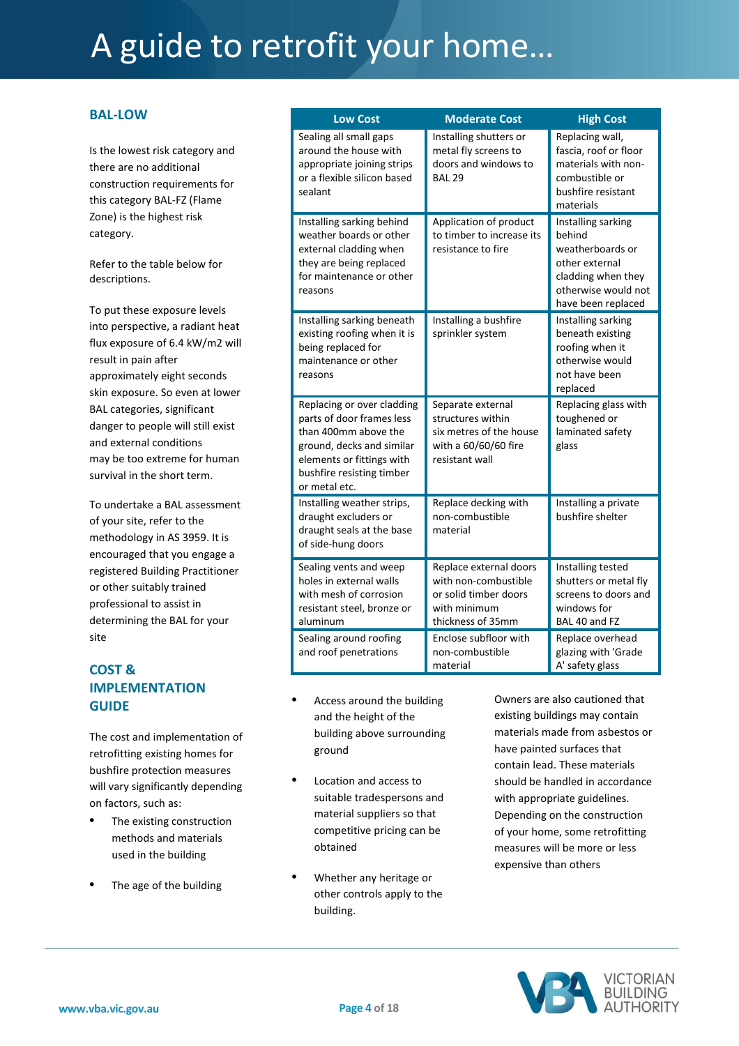# A guide to retrofit your home...

## BAL-LOW

Is the lowest risk category and there are no additional construction requirements for this category BAL-FZ (Flame Zone) is the highest risk category.

Refer to the table below for descriptions.

To put these exposure levels into perspective, a radiant heat flux exposure of 6.4 kW/m2 will result in pain after approximately eight seconds skin exposure. So even at lower BAL categories, significant danger to people will still exist and external conditions may be too extreme for human survival in the short term.

To undertake a BAL assessment of your site, refer to the methodology in AS 3959. It is encouraged that you engage a registered Building Practitioner or other suitably trained professional to assist in determining the BAL for your site

## COST & IMPLEMENTATION GUIDE

The cost and implementation of retrofitting existing homes for bushfire protection measures will vary significantly depending on factors, such as:

- The existing construction methods and materials used in the building
- The age of the building

| Low Cost | Moderate Cost | High Cost |
|---|---|---|
| Sealing all small gaps around the house with appropriate joining strips or a flexible silicon based sealant | Installing shutters or metal fly screens to doors and windows to BAL 29 | Replacing wall, fascia, roof or floor materials with non-combustible or bushfire resistant materials |
| Installing sarking behind weather boards or other external cladding when they are being replaced for maintenance or other reasons | Application of product to timber to increase its resistance to fire | Installing sarking behind weatherboards or other external cladding when they otherwise would not have been replaced |
| Installing sarking beneath existing roofing when it is being replaced for maintenance or other reasons | Installing a bushfire sprinkler system | Installing sarking beneath existing roofing when it otherwise would not have been replaced |
| Replacing or over cladding parts of door frames less than 400mm above the ground, decks and similar elements or fittings with bushfire resisting timber or metal etc. | Separate external structures within six metres of the house with a 60/60/60 fire resistant wall | Replacing glass with toughened or laminated safety glass |
| Installing weather strips, draught excluders or draught seals at the base of side-hung doors | Replace decking with non-combustible material | Installing a private bushfire shelter |
| Sealing vents and weep holes in external walls with mesh of corrosion resistant steel, bronze or aluminum | Replace external doors with non-combustible or solid timber doors with minimum thickness of 35mm | Installing tested shutters or metal fly screens to doors and windows for BAL 40 and FZ |
| Sealing around roofing and roof penetrations | Enclose subfloor with non-combustible material | Replace overhead glazing with 'Grade A' safety glass |

- Access around the building and the height of the building above surrounding ground
- Location and access to suitable tradespersons and material suppliers so that competitive pricing can be obtained
- Whether any heritage or other controls apply to the building.

Owners are also cautioned that existing buildings may contain materials made from asbestos or have painted surfaces that contain lead. These materials should be handled in accordance with appropriate guidelines. Depending on the construction of your home, some retrofitting measures will be more or less expensive than others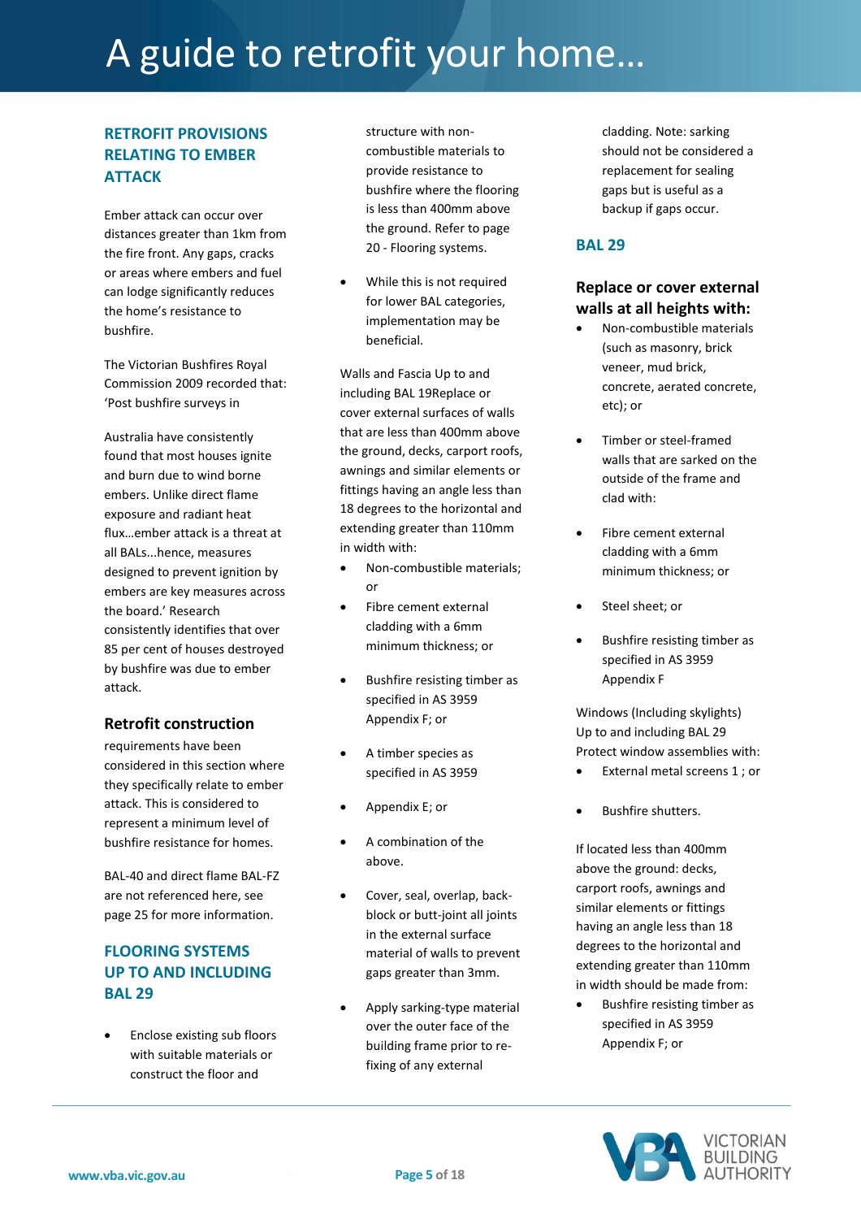### RETROFIT PROVISIONS RELATING TO EMBER ATTACK

Ember attack can occur over distances greater than 1km from the fire front. Any gaps, cracks or areas where embers and fuel can lodge significantly reduces the home's resistance to bushfire.

The Victorian Bushfires Royal Commission 2009 recorded that: 'Post bushfire surveys in

Australia have consistently found that most houses ignite and burn due to wind borne embers. Unlike direct flame exposure and radiant heat flux...ember attack is a threat at all BALs...hence, measures designed to prevent ignition by embers are key measures across the board.' Research consistently identifies that over 85 per cent of houses destroyed by bushfire was due to ember attack.

#### Retrofit construction

requirements have been considered in this section where they specifically relate to ember attack. This is considered to represent a minimum level of bushfire resistance for homes.

BAL-40 and direct flame BAL-FZ are not referenced here, see page 25 for more information.

### FLOORING SYSTEMS UP TO AND INCLUDING BAL 29

- Enclose existing sub floors with suitable materials or construct the floor and structure with non-combustible materials to provide resistance to bushfire where the flooring is less than 400mm above the ground. Refer to page 20 - Flooring systems.
- While this is not required for lower BAL categories, implementation may be beneficial.

Walls and Fascia Up to and including BAL 19Replace or cover external surfaces of walls that are less than 400mm above the ground, decks, carport roofs, awnings and similar elements or fittings having an angle less than 18 degrees to the horizontal and extending greater than 110mm in width with:

- Non-combustible materials; or
- Fibre cement external cladding with a 6mm minimum thickness; or
- Bushfire resisting timber as specified in AS 3959 Appendix F; or
- A timber species as specified in AS 3959
- Appendix E; or
- A combination of the above.
- Cover, seal, overlap, back-block or butt-joint all joints in the external surface material of walls to prevent gaps greater than 3mm.
- Apply sarking-type material over the outer face of the building frame prior to re-fixing of any external cladding. Note: sarking should not be considered a replacement for sealing gaps but is useful as a backup if gaps occur.

### BAL 29

#### Replace or cover external walls at all heights with:

- Non-combustible materials (such as masonry, brick veneer, mud brick, concrete, aerated concrete, etc); or
- Timber or steel-framed walls that are sarked on the outside of the frame and clad with:
- Fibre cement external cladding with a 6mm minimum thickness; or
- Steel sheet; or
- Bushfire resisting timber as specified in AS 3959 Appendix F

Windows (Including skylights) Up to and including BAL 29 Protect window assemblies with:

- External metal screens 1 ; or
- Bushfire shutters.

If located less than 400mm above the ground: decks, carport roofs, awnings and similar elements or fittings having an angle less than 18 degrees to the horizontal and extending greater than 110mm in width should be made from:

- Bushfire resisting timber as specified in AS 3959 Appendix F; or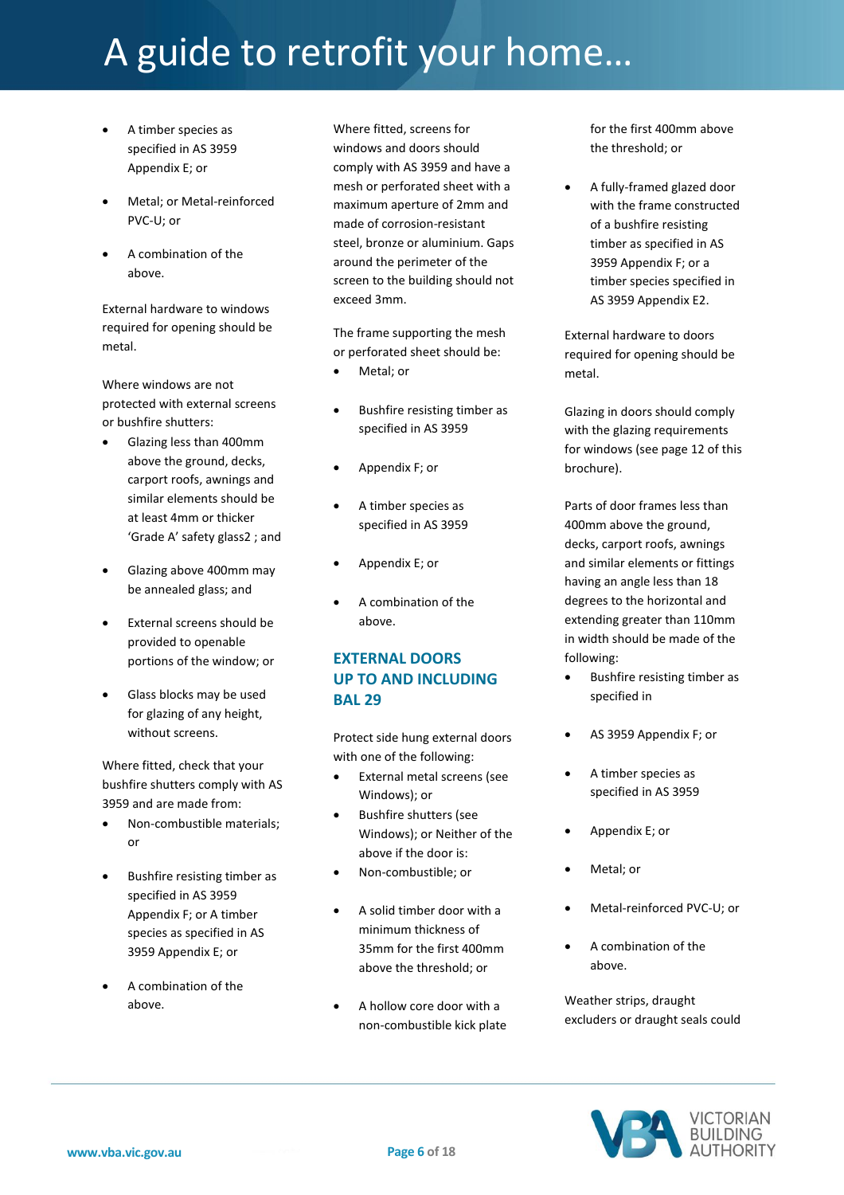- A timber species as specified in AS 3959 Appendix E; or
- Metal; or Metal-reinforced PVC-U; or
- A combination of the above.

External hardware to windows required for opening should be metal.

Where windows are not protected with external screens or bushfire shutters:

- Glazing less than 400mm above the ground, decks, carport roofs, awnings and similar elements should be at least 4mm or thicker 'Grade A' safety glass2 ; and
- Glazing above 400mm may be annealed glass; and
- External screens should be provided to openable portions of the window; or
- Glass blocks may be used for glazing of any height, without screens.

Where fitted, check that your bushfire shutters comply with AS 3959 and are made from:

- Non-combustible materials; or
- Bushfire resisting timber as specified in AS 3959 Appendix F; or A timber species as specified in AS 3959 Appendix E; or
- A combination of the above.

Where fitted, screens for windows and doors should comply with AS 3959 and have a mesh or perforated sheet with a maximum aperture of 2mm and made of corrosion-resistant steel, bronze or aluminium. Gaps around the perimeter of the screen to the building should not exceed 3mm.

The frame supporting the mesh or perforated sheet should be:

- Metal; or
- Bushfire resisting timber as specified in AS 3959
- Appendix F; or
- A timber species as specified in AS 3959
- Appendix E; or
- A combination of the above.

## EXTERNAL DOORS UP TO AND INCLUDING BAL 29

Protect side hung external doors with one of the following:

- External metal screens (see Windows); or
- Bushfire shutters (see Windows); or Neither of the above if the door is:
- Non-combustible; or
- A solid timber door with a minimum thickness of 35mm for the first 400mm above the threshold; or
- A hollow core door with a non-combustible kick plate for the first 400mm above the threshold; or
- A fully-framed glazed door with the frame constructed of a bushfire resisting timber as specified in AS 3959 Appendix F; or a timber species specified in AS 3959 Appendix E2.

External hardware to doors required for opening should be metal.

Glazing in doors should comply with the glazing requirements for windows (see page 12 of this brochure).

Parts of door frames less than 400mm above the ground, decks, carport roofs, awnings and similar elements or fittings having an angle less than 18 degrees to the horizontal and extending greater than 110mm in width should be made of the following:

- Bushfire resisting timber as specified in
- AS 3959 Appendix F; or
- A timber species as specified in AS 3959
- Appendix E; or
- Metal; or
- Metal-reinforced PVC-U; or
- A combination of the above.

Weather strips, draught excluders or draught seals could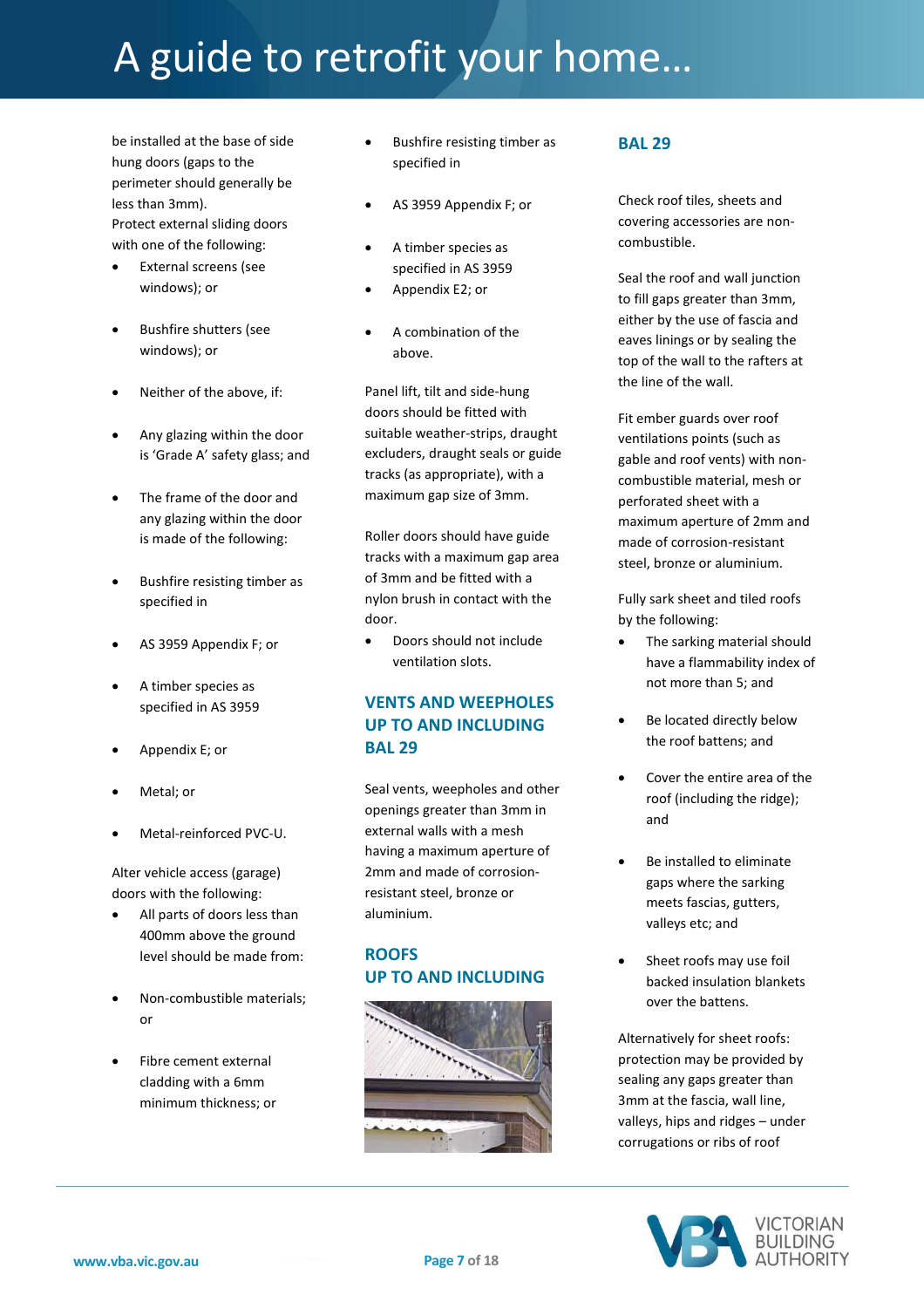be installed at the base of side hung doors (gaps to the perimeter should generally be less than 3mm).

Protect external sliding doors with one of the following:

- External screens (see windows); or
- Bushfire shutters (see windows); or
- Neither of the above, if:
- Any glazing within the door is 'Grade A' safety glass; and
- The frame of the door and any glazing within the door is made of the following:
- Bushfire resisting timber as specified in
- AS 3959 Appendix F; or
- A timber species as specified in AS 3959
- Appendix E; or
- Metal; or
- Metal-reinforced PVC-U.

Alter vehicle access (garage) doors with the following:

- All parts of doors less than 400mm above the ground level should be made from:
- Non-combustible materials; or
- Fibre cement external cladding with a 6mm minimum thickness; or
- Bushfire resisting timber as specified in
- AS 3959 Appendix F; or
- A timber species as specified in AS 3959
- Appendix E2; or
- A combination of the above.

Panel lift, tilt and side-hung doors should be fitted with suitable weather-strips, draught excluders, draught seals or guide tracks (as appropriate), with a maximum gap size of 3mm.

Roller doors should have guide tracks with a maximum gap area of 3mm and be fitted with a nylon brush in contact with the door.

- Doors should not include ventilation slots.

## VENTS AND WEEPHOLES UP TO AND INCLUDING BAL 29

Seal vents, weepholes and other openings greater than 3mm in external walls with a mesh having a maximum aperture of 2mm and made of corrosion-resistant steel, bronze or aluminium.

## ROOFS UP TO AND INCLUDING

## BAL 29

Check roof tiles, sheets and covering accessories are non-combustible.

Seal the roof and wall junction to fill gaps greater than 3mm, either by the use of fascia and eaves linings or by sealing the top of the wall to the rafters at the line of the wall.

Fit ember guards over roof ventilations points (such as gable and roof vents) with non-combustible material, mesh or perforated sheet with a maximum aperture of 2mm and made of corrosion-resistant steel, bronze or aluminium.

Fully sark sheet and tiled roofs by the following:

- The sarking material should have a flammability index of not more than 5; and
- Be located directly below the roof battens; and
- Cover the entire area of the roof (including the ridge); and
- Be installed to eliminate gaps where the sarking meets fascias, gutters, valleys etc; and
- Sheet roofs may use foil backed insulation blankets over the battens.

Alternatively for sheet roofs: protection may be provided by sealing any gaps greater than 3mm at the fascia, wall line, valleys, hips and ridges – under corrugations or ribs of roof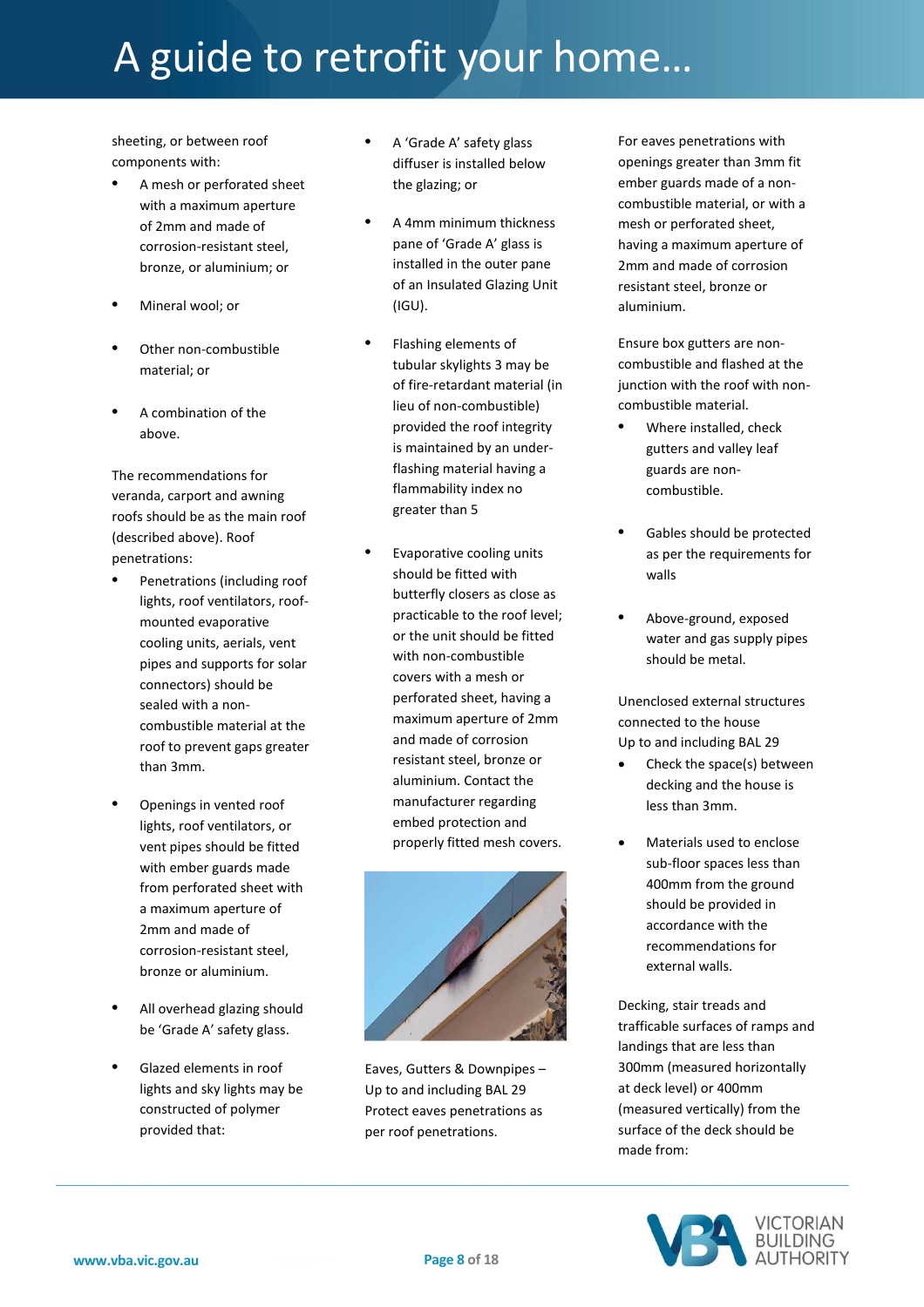sheeting, or between roof components with:

- A mesh or perforated sheet with a maximum aperture of 2mm and made of corrosion-resistant steel, bronze, or aluminium; or
- Mineral wool; or
- Other non-combustible material; or
- A combination of the above.

The recommendations for veranda, carport and awning roofs should be as the main roof (described above). Roof penetrations:

- Penetrations (including roof lights, roof ventilators, roof-mounted evaporative cooling units, aerials, vent pipes and supports for solar connectors) should be sealed with a non-combustible material at the roof to prevent gaps greater than 3mm.
- Openings in vented roof lights, roof ventilators, or vent pipes should be fitted with ember guards made from perforated sheet with a maximum aperture of 2mm and made of corrosion-resistant steel, bronze or aluminium.
- All overhead glazing should be 'Grade A' safety glass.
- Glazed elements in roof lights and sky lights may be constructed of polymer provided that:
- A 'Grade A' safety glass diffuser is installed below the glazing; or
- A 4mm minimum thickness pane of 'Grade A' glass is installed in the outer pane of an Insulated Glazing Unit (IGU).
- Flashing elements of tubular skylights 3 may be of fire-retardant material (in lieu of non-combustible) provided the roof integrity is maintained by an under-flashing material having a flammability index no greater than 5
- Evaporative cooling units should be fitted with butterfly closers as close as practicable to the roof level; or the unit should be fitted with non-combustible covers with a mesh or perforated sheet, having a maximum aperture of 2mm and made of corrosion resistant steel, bronze or aluminium. Contact the manufacturer regarding embed protection and properly fitted mesh covers.

Eaves, Gutters & Downpipes – Up to and including BAL 29

Protect eaves penetrations as per roof penetrations.

For eaves penetrations with openings greater than 3mm fit ember guards made of a non-combustible material, or with a mesh or perforated sheet, having a maximum aperture of 2mm and made of corrosion resistant steel, bronze or aluminium.

Ensure box gutters are non-combustible and flashed at the junction with the roof with non-combustible material.

- Where installed, check gutters and valley leaf guards are non-combustible.
- Gables should be protected as per the requirements for walls
- Above-ground, exposed water and gas supply pipes should be metal.

Unenclosed external structures connected to the house
Up to and including BAL 29

- Check the space(s) between decking and the house is less than 3mm.
- Materials used to enclose sub-floor spaces less than 400mm from the ground should be provided in accordance with the recommendations for external walls.

Decking, stair treads and trafficable surfaces of ramps and landings that are less than 300mm (measured horizontally at deck level) or 400mm (measured vertically) from the surface of the deck should be made from: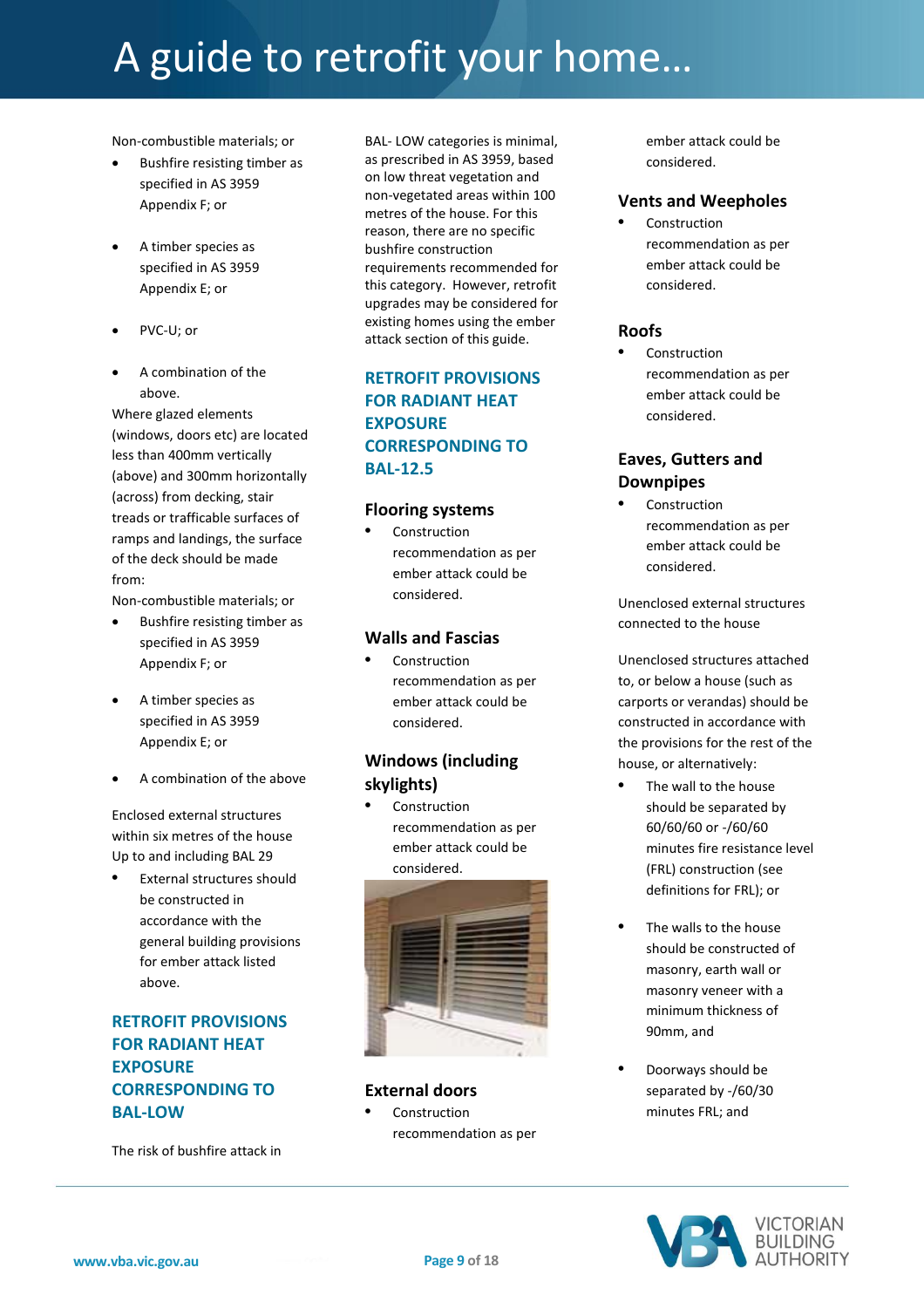Non-combustible materials; or

- Bushfire resisting timber as specified in AS 3959 Appendix F; or
- A timber species as specified in AS 3959 Appendix E; or
- PVC-U; or
- A combination of the above.

Where glazed elements (windows, doors etc) are located less than 400mm vertically (above) and 300mm horizontally (across) from decking, stair treads or trafficable surfaces of ramps and landings, the surface of the deck should be made from:

Non-combustible materials; or

- Bushfire resisting timber as specified in AS 3959 Appendix F; or
- A timber species as specified in AS 3959 Appendix E; or
- A combination of the above

Enclosed external structures within six metres of the house Up to and including BAL 29

- External structures should be constructed in accordance with the general building provisions for ember attack listed above.

## RETROFIT PROVISIONS FOR RADIANT HEAT EXPOSURE CORRESPONDING TO BAL-LOW

The risk of bushfire attack in BAL- LOW categories is minimal, as prescribed in AS 3959, based on low threat vegetation and non-vegetated areas within 100 metres of the house. For this reason, there are no specific bushfire construction requirements recommended for this category. However, retrofit upgrades may be considered for existing homes using the ember attack section of this guide.

## RETROFIT PROVISIONS FOR RADIANT HEAT EXPOSURE CORRESPONDING TO BAL-12.5

### Flooring systems

- Construction recommendation as per ember attack could be considered.

### Walls and Fascias

- Construction recommendation as per ember attack could be considered.

### Windows (including skylights)

- Construction recommendation as per ember attack could be considered.

### External doors

- Construction recommendation as per ember attack could be considered.

### Vents and Weepholes

- Construction recommendation as per ember attack could be considered.

### Roofs

- Construction recommendation as per ember attack could be considered.

### Eaves, Gutters and Downpipes

- Construction recommendation as per ember attack could be considered.

Unenclosed external structures connected to the house

Unenclosed structures attached to, or below a house (such as carports or verandas) should be constructed in accordance with the provisions for the rest of the house, or alternatively:

- The wall to the house should be separated by 60/60/60 or -/60/60 minutes fire resistance level (FRL) construction (see definitions for FRL); or
- The walls to the house should be constructed of masonry, earth wall or masonry veneer with a minimum thickness of 90mm, and
- Doorways should be separated by -/60/30 minutes FRL; and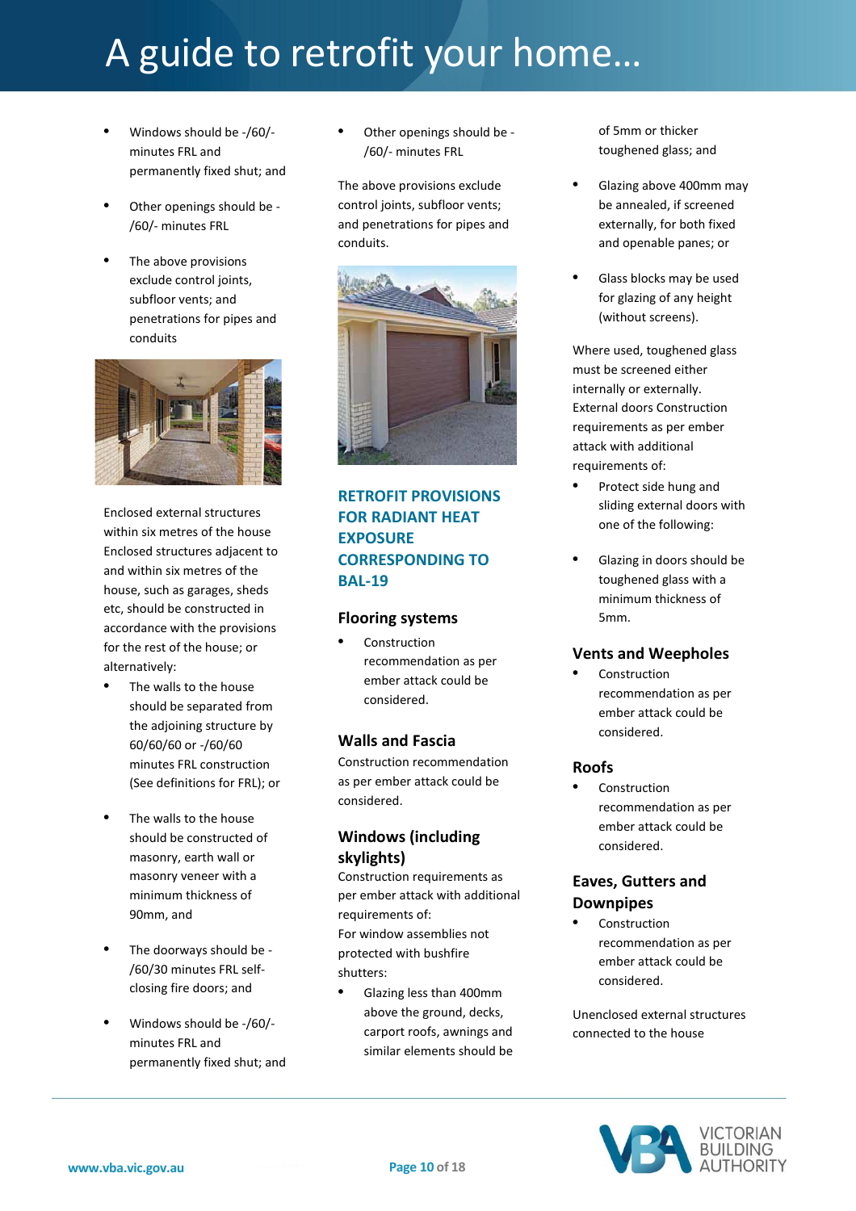- Windows should be -/60/- minutes FRL and permanently fixed shut; and
- Other openings should be -/60/- minutes FRL
- The above provisions exclude control joints, subfloor vents; and penetrations for pipes and conduits

Enclosed external structures within six metres of the house
Enclosed structures adjacent to and within six metres of the house, such as garages, sheds etc, should be constructed in accordance with the provisions for the rest of the house; or alternatively:

- The walls to the house should be separated from the adjoining structure by 60/60/60 or -/60/60 minutes FRL construction (See definitions for FRL); or
- The walls to the house should be constructed of masonry, earth wall or masonry veneer with a minimum thickness of 90mm, and
- The doorways should be -/60/30 minutes FRL self-closing fire doors; and
- Windows should be -/60/- minutes FRL and permanently fixed shut; and
- Other openings should be -/60/- minutes FRL

The above provisions exclude control joints, subfloor vents; and penetrations for pipes and conduits.

## RETROFIT PROVISIONS FOR RADIANT HEAT EXPOSURE CORRESPONDING TO BAL-19

### Flooring systems

- Construction recommendation as per ember attack could be considered.

### Walls and Fascia

Construction recommendation as per ember attack could be considered.

### Windows (including skylights)

Construction requirements as per ember attack with additional requirements of:
For window assemblies not protected with bushfire shutters:

- Glazing less than 400mm above the ground, decks, carport roofs, awnings and similar elements should be of 5mm or thicker toughened glass; and
- Glazing above 400mm may be annealed, if screened externally, for both fixed and openable panes; or
- Glass blocks may be used for glazing of any height (without screens).

Where used, toughened glass must be screened either internally or externally.
External doors Construction requirements as per ember attack with additional requirements of:

- Protect side hung and sliding external doors with one of the following:
- Glazing in doors should be toughened glass with a minimum thickness of 5mm.

### Vents and Weepholes

- Construction recommendation as per ember attack could be considered.

### Roofs

- Construction recommendation as per ember attack could be considered.

### Eaves, Gutters and Downpipes

- Construction recommendation as per ember attack could be considered.

Unenclosed external structures connected to the house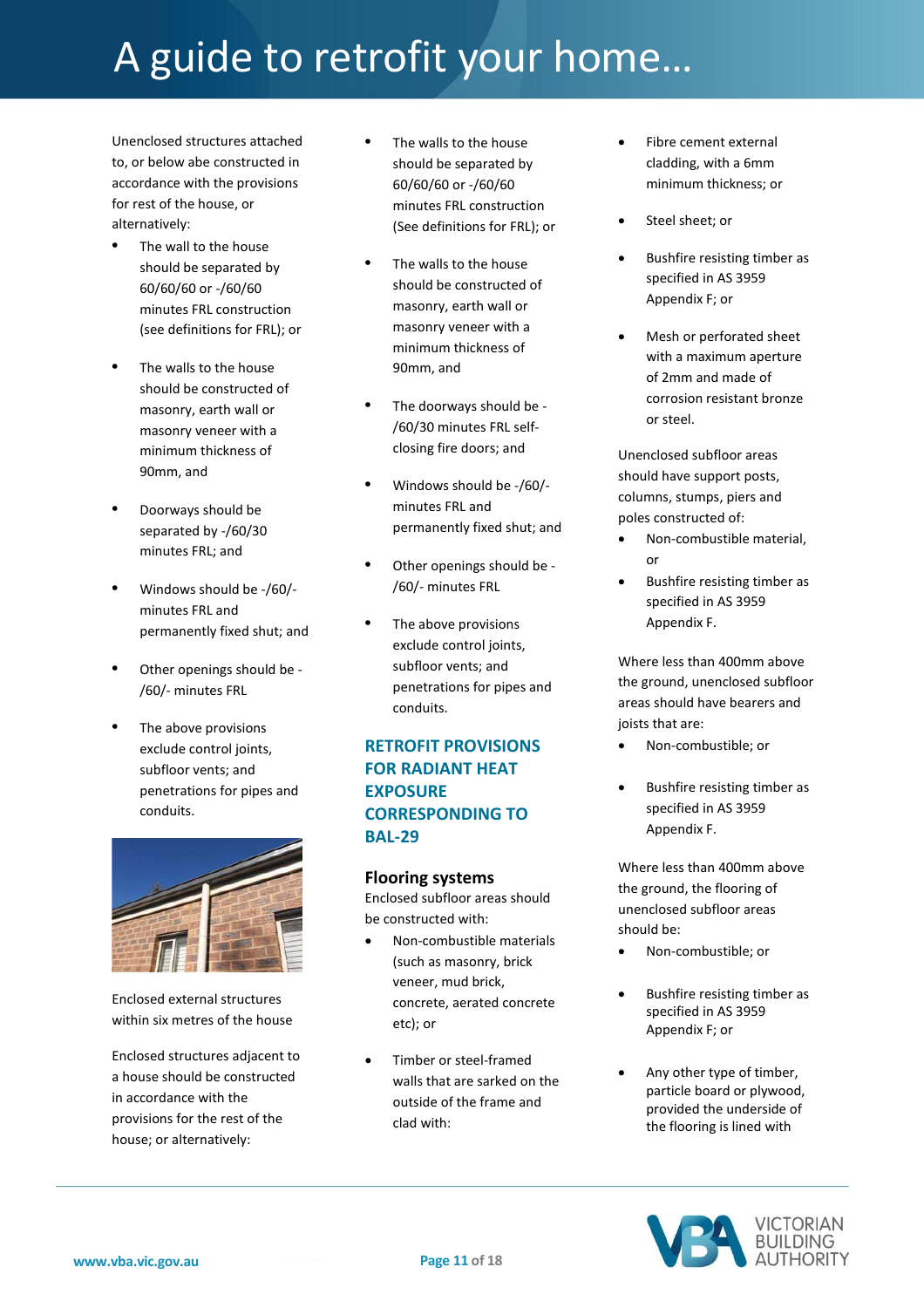Unenclosed structures attached to, or below abe constructed in accordance with the provisions for rest of the house, or alternatively:

- The wall to the house should be separated by 60/60/60 or -/60/60 minutes FRL construction (see definitions for FRL); or
- The walls to the house should be constructed of masonry, earth wall or masonry veneer with a minimum thickness of 90mm, and
- Doorways should be separated by -/60/30 minutes FRL; and
- Windows should be -/60/- minutes FRL and permanently fixed shut; and
- Other openings should be -/60/- minutes FRL
- The above provisions exclude control joints, subfloor vents; and penetrations for pipes and conduits.

Enclosed external structures within six metres of the house

Enclosed structures adjacent to a house should be constructed in accordance with the provisions for the rest of the house; or alternatively:

- The walls to the house should be separated by 60/60/60 or -/60/60 minutes FRL construction (See definitions for FRL); or
- The walls to the house should be constructed of masonry, earth wall or masonry veneer with a minimum thickness of 90mm, and
- The doorways should be -/60/30 minutes FRL self-closing fire doors; and
- Windows should be -/60/- minutes FRL and permanently fixed shut; and
- Other openings should be -/60/- minutes FRL
- The above provisions exclude control joints, subfloor vents; and penetrations for pipes and conduits.

## RETROFIT PROVISIONS FOR RADIANT HEAT EXPOSURE CORRESPONDING TO BAL-29

### Flooring systems

Enclosed subfloor areas should be constructed with:

- Non-combustible materials (such as masonry, brick veneer, mud brick, concrete, aerated concrete etc); or
- Timber or steel-framed walls that are sarked on the outside of the frame and clad with:
- Fibre cement external cladding, with a 6mm minimum thickness; or
- Steel sheet; or
- Bushfire resisting timber as specified in AS 3959 Appendix F; or
- Mesh or perforated sheet with a maximum aperture of 2mm and made of corrosion resistant bronze or steel.

Unenclosed subfloor areas should have support posts, columns, stumps, piers and poles constructed of:

- Non-combustible material, or
- Bushfire resisting timber as specified in AS 3959 Appendix F.

Where less than 400mm above the ground, unenclosed subfloor areas should have bearers and joists that are:

- Non-combustible; or
- Bushfire resisting timber as specified in AS 3959 Appendix F.

Where less than 400mm above the ground, the flooring of unenclosed subfloor areas should be:

- Non-combustible; or
- Bushfire resisting timber as specified in AS 3959 Appendix F; or
- Any other type of timber, particle board or plywood, provided the underside of the flooring is lined with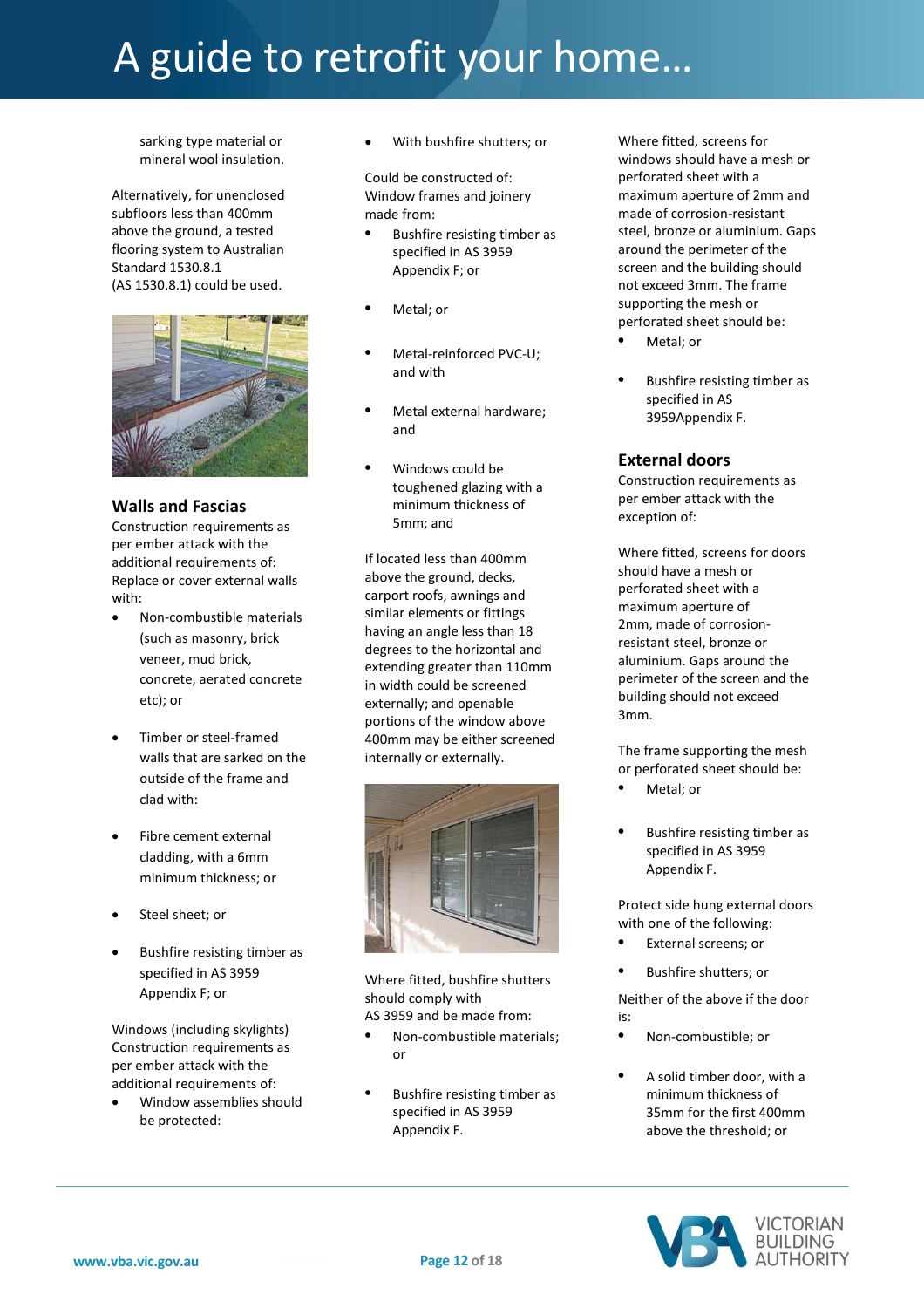sarking type material or mineral wool insulation.

Alternatively, for unenclosed subfloors less than 400mm above the ground, a tested flooring system to Australian Standard 1530.8.1 (AS 1530.8.1) could be used.

## Walls and Fascias

Construction requirements as per ember attack with the additional requirements of: Replace or cover external walls with:

- Non-combustible materials (such as masonry, brick veneer, mud brick, concrete, aerated concrete etc); or
- Timber or steel-framed walls that are sarked on the outside of the frame and clad with:
- Fibre cement external cladding, with a 6mm minimum thickness; or
- Steel sheet; or
- Bushfire resisting timber as specified in AS 3959 Appendix F; or

Windows (including skylights) Construction requirements as per ember attack with the additional requirements of:

- Window assemblies should be protected:
- With bushfire shutters; or

Could be constructed of: Window frames and joinery made from:

- Bushfire resisting timber as specified in AS 3959 Appendix F; or
- Metal; or
- Metal-reinforced PVC-U; and with
- Metal external hardware; and
- Windows could be toughened glazing with a minimum thickness of 5mm; and

If located less than 400mm above the ground, decks, carport roofs, awnings and similar elements or fittings having an angle less than 18 degrees to the horizontal and extending greater than 110mm in width could be screened externally; and openable portions of the window above 400mm may be either screened internally or externally.

Where fitted, bushfire shutters should comply with AS 3959 and be made from:

- Non-combustible materials; or
- Bushfire resisting timber as specified in AS 3959 Appendix F.

Where fitted, screens for windows should have a mesh or perforated sheet with a maximum aperture of 2mm and made of corrosion-resistant steel, bronze or aluminium. Gaps around the perimeter of the screen and the building should not exceed 3mm. The frame supporting the mesh or perforated sheet should be:

- Metal; or
- Bushfire resisting timber as specified in AS 3959Appendix F.

## External doors

Construction requirements as per ember attack with the exception of:

Where fitted, screens for doors should have a mesh or perforated sheet with a maximum aperture of 2mm, made of corrosion-resistant steel, bronze or aluminium. Gaps around the perimeter of the screen and the building should not exceed 3mm.

The frame supporting the mesh or perforated sheet should be:

- Metal; or
- Bushfire resisting timber as specified in AS 3959 Appendix F.

Protect side hung external doors with one of the following:

- External screens; or
- Bushfire shutters; or

Neither of the above if the door is:

- Non-combustible; or
- A solid timber door, with a minimum thickness of 35mm for the first 400mm above the threshold; or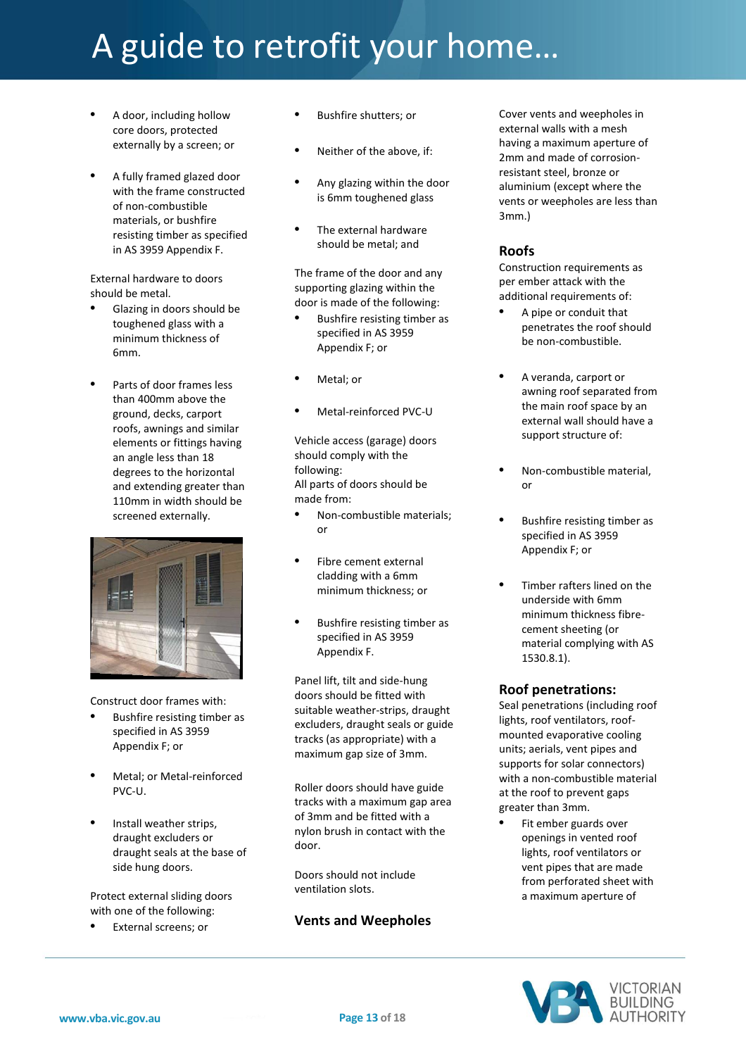- A door, including hollow core doors, protected externally by a screen; or
- A fully framed glazed door with the frame constructed of non-combustible materials, or bushfire resisting timber as specified in AS 3959 Appendix F.

External hardware to doors should be metal.

- Glazing in doors should be toughened glass with a minimum thickness of 6mm.
- Parts of door frames less than 400mm above the ground, decks, carport roofs, awnings and similar elements or fittings having an angle less than 18 degrees to the horizontal and extending greater than 110mm in width should be screened externally.

Construct door frames with:

- Bushfire resisting timber as specified in AS 3959 Appendix F; or
- Metal; or Metal-reinforced PVC-U.
- Install weather strips, draught excluders or draught seals at the base of side hung doors.

Protect external sliding doors with one of the following:

- External screens; or
- Bushfire shutters; or
- Neither of the above, if:
- Any glazing within the door is 6mm toughened glass
- The external hardware should be metal; and

The frame of the door and any supporting glazing within the door is made of the following:

- Bushfire resisting timber as specified in AS 3959 Appendix F; or
- Metal; or
- Metal-reinforced PVC-U

Vehicle access (garage) doors should comply with the following:
All parts of doors should be made from:

- Non-combustible materials; or
- Fibre cement external cladding with a 6mm minimum thickness; or
- Bushfire resisting timber as specified in AS 3959 Appendix F.

Panel lift, tilt and side-hung doors should be fitted with suitable weather-strips, draught excluders, draught seals or guide tracks (as appropriate) with a maximum gap size of 3mm.

Roller doors should have guide tracks with a maximum gap area of 3mm and be fitted with a nylon brush in contact with the door.

Doors should not include ventilation slots.

## Vents and Weepholes

Cover vents and weepholes in external walls with a mesh having a maximum aperture of 2mm and made of corrosion-resistant steel, bronze or aluminium (except where the vents or weepholes are less than 3mm.)

## Roofs

Construction requirements as per ember attack with the additional requirements of:

- A pipe or conduit that penetrates the roof should be non-combustible.
- A veranda, carport or awning roof separated from the main roof space by an external wall should have a support structure of:
- Non-combustible material, or
- Bushfire resisting timber as specified in AS 3959 Appendix F; or
- Timber rafters lined on the underside with 6mm minimum thickness fibre-cement sheeting (or material complying with AS 1530.8.1).

## Roof penetrations:

Seal penetrations (including roof lights, roof ventilators, roof-mounted evaporative cooling units; aerials, vent pipes and supports for solar connectors) with a non-combustible material at the roof to prevent gaps greater than 3mm.

- Fit ember guards over openings in vented roof lights, roof ventilators or vent pipes that are made from perforated sheet with a maximum aperture of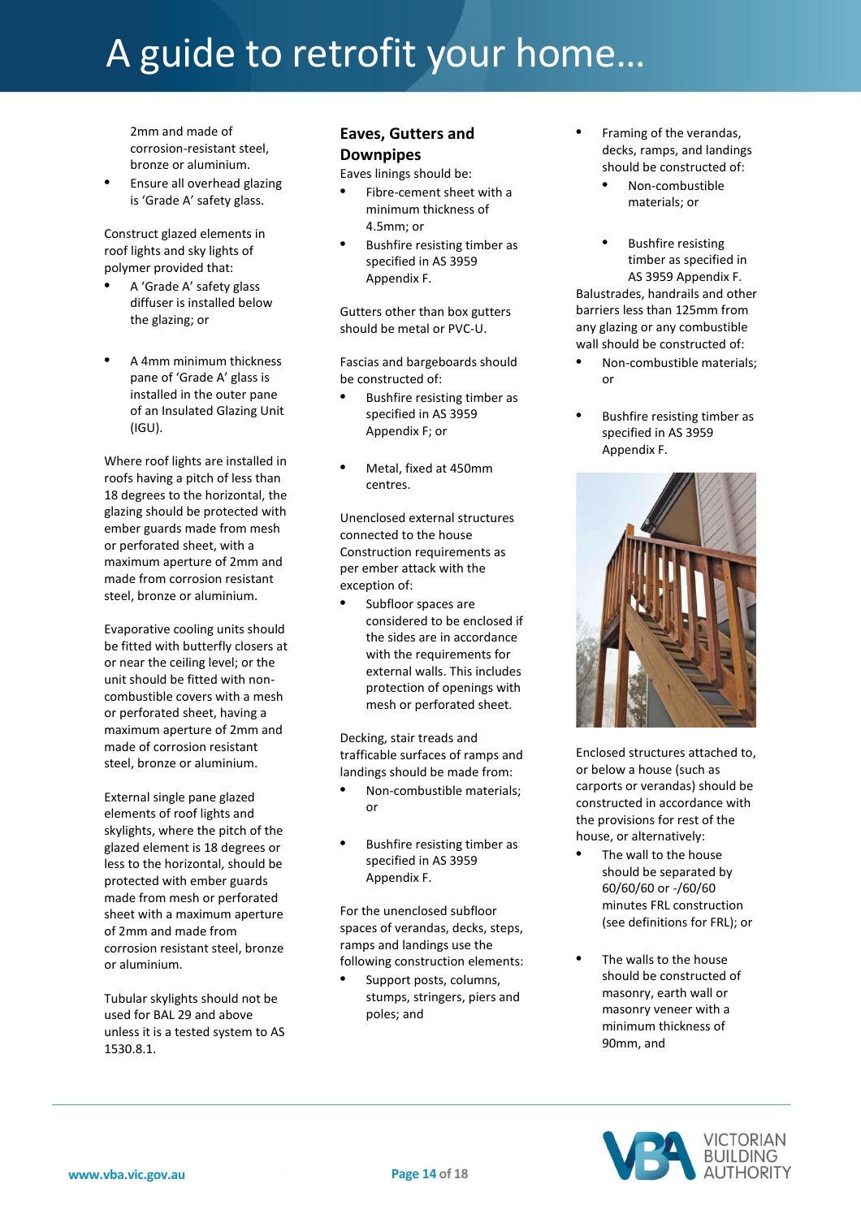2mm and made of corrosion-resistant steel, bronze or aluminium.

- Ensure all overhead glazing is 'Grade A' safety glass.

Construct glazed elements in roof lights and sky lights of polymer provided that:

- A 'Grade A' safety glass diffuser is installed below the glazing; or
- A 4mm minimum thickness pane of 'Grade A' glass is installed in the outer pane of an Insulated Glazing Unit (IGU).

Where roof lights are installed in roofs having a pitch of less than 18 degrees to the horizontal, the glazing should be protected with ember guards made from mesh or perforated sheet, with a maximum aperture of 2mm and made from corrosion resistant steel, bronze or aluminium.

Evaporative cooling units should be fitted with butterfly closers at or near the ceiling level; or the unit should be fitted with non-combustible covers with a mesh or perforated sheet, having a maximum aperture of 2mm and made of corrosion resistant steel, bronze or aluminium.

External single pane glazed elements of roof lights and skylights, where the pitch of the glazed element is 18 degrees or less to the horizontal, should be protected with ember guards made from mesh or perforated sheet with a maximum aperture of 2mm and made from corrosion resistant steel, bronze or aluminium.

Tubular skylights should not be used for BAL 29 and above unless it is a tested system to AS 1530.8.1.

## Eaves, Gutters and Downpipes

Eaves linings should be:

- Fibre-cement sheet with a minimum thickness of 4.5mm; or
- Bushfire resisting timber as specified in AS 3959 Appendix F.

Gutters other than box gutters should be metal or PVC-U.

Fascias and bargeboards should be constructed of:

- Bushfire resisting timber as specified in AS 3959 Appendix F; or
- Metal, fixed at 450mm centres.

Unenclosed external structures connected to the house Construction requirements as per ember attack with the exception of:

- Subfloor spaces are considered to be enclosed if the sides are in accordance with the requirements for external walls. This includes protection of openings with mesh or perforated sheet.

Decking, stair treads and trafficable surfaces of ramps and landings should be made from:

- Non-combustible materials; or
- Bushfire resisting timber as specified in AS 3959 Appendix F.

For the unenclosed subfloor spaces of verandas, decks, steps, ramps and landings use the following construction elements:

- Support posts, columns, stumps, stringers, piers and poles; and
- Framing of the verandas, decks, ramps, and landings should be constructed of:
  - Non-combustible materials; or
  - Bushfire resisting timber as specified in AS 3959 Appendix F.

Balustrades, handrails and other barriers less than 125mm from any glazing or any combustible wall should be constructed of:

- Non-combustible materials; or
- Bushfire resisting timber as specified in AS 3959 Appendix F.

Enclosed structures attached to, or below a house (such as carports or verandas) should be constructed in accordance with the provisions for rest of the house, or alternatively:

- The wall to the house should be separated by 60/60/60 or -/60/60 minutes FRL construction (see definitions for FRL); or
- The walls to the house should be constructed of masonry, earth wall or masonry veneer with a minimum thickness of 90mm, and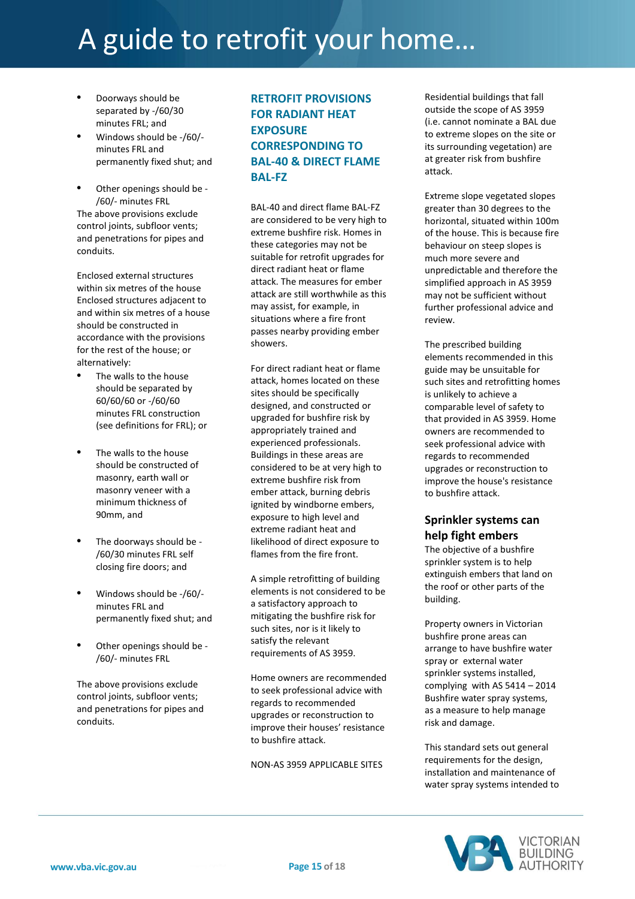- Doorways should be separated by -/60/30 minutes FRL; and
- Windows should be -/60/- minutes FRL and permanently fixed shut; and
- Other openings should be -/60/- minutes FRL

The above provisions exclude control joints, subfloor vents; and penetrations for pipes and conduits.

Enclosed external structures within six metres of the house Enclosed structures adjacent to and within six metres of a house should be constructed in accordance with the provisions for the rest of the house; or alternatively:

- The walls to the house should be separated by 60/60/60 or -/60/60 minutes FRL construction (see definitions for FRL); or
- The walls to the house should be constructed of masonry, earth wall or masonry veneer with a minimum thickness of 90mm, and
- The doorways should be -/60/30 minutes FRL self closing fire doors; and
- Windows should be -/60/- minutes FRL and permanently fixed shut; and
- Other openings should be -/60/- minutes FRL

The above provisions exclude control joints, subfloor vents; and penetrations for pipes and conduits.

## RETROFIT PROVISIONS FOR RADIANT HEAT EXPOSURE CORRESPONDING TO BAL-40 & DIRECT FLAME BAL-FZ

BAL-40 and direct flame BAL-FZ are considered to be very high to extreme bushfire risk. Homes in these categories may not be suitable for retrofit upgrades for direct radiant heat or flame attack. The measures for ember attack are still worthwhile as this may assist, for example, in situations where a fire front passes nearby providing ember showers.

For direct radiant heat or flame attack, homes located on these sites should be specifically designed, and constructed or upgraded for bushfire risk by appropriately trained and experienced professionals. Buildings in these areas are considered to be at very high to extreme bushfire risk from ember attack, burning debris ignited by windborne embers, exposure to high level and extreme radiant heat and likelihood of direct exposure to flames from the fire front.

A simple retrofitting of building elements is not considered to be a satisfactory approach to mitigating the bushfire risk for such sites, nor is it likely to satisfy the relevant requirements of AS 3959.

Home owners are recommended to seek professional advice with regards to recommended upgrades or reconstruction to improve their houses' resistance to bushfire attack.

NON-AS 3959 APPLICABLE SITES

Residential buildings that fall outside the scope of AS 3959 (i.e. cannot nominate a BAL due to extreme slopes on the site or its surrounding vegetation) are at greater risk from bushfire attack.

Extreme slope vegetated slopes greater than 30 degrees to the horizontal, situated within 100m of the house. This is because fire behaviour on steep slopes is much more severe and unpredictable and therefore the simplified approach in AS 3959 may not be sufficient without further professional advice and review.

The prescribed building elements recommended in this guide may be unsuitable for such sites and retrofitting homes is unlikely to achieve a comparable level of safety to that provided in AS 3959. Home owners are recommended to seek professional advice with regards to recommended upgrades or reconstruction to improve the house's resistance to bushfire attack.

## Sprinkler systems can help fight embers

The objective of a bushfire sprinkler system is to help extinguish embers that land on the roof or other parts of the building.

Property owners in Victorian bushfire prone areas can arrange to have bushfire water spray or external water sprinkler systems installed, complying with AS 5414 – 2014 Bushfire water spray systems, as a measure to help manage risk and damage.

This standard sets out general requirements for the design, installation and maintenance of water spray systems intended to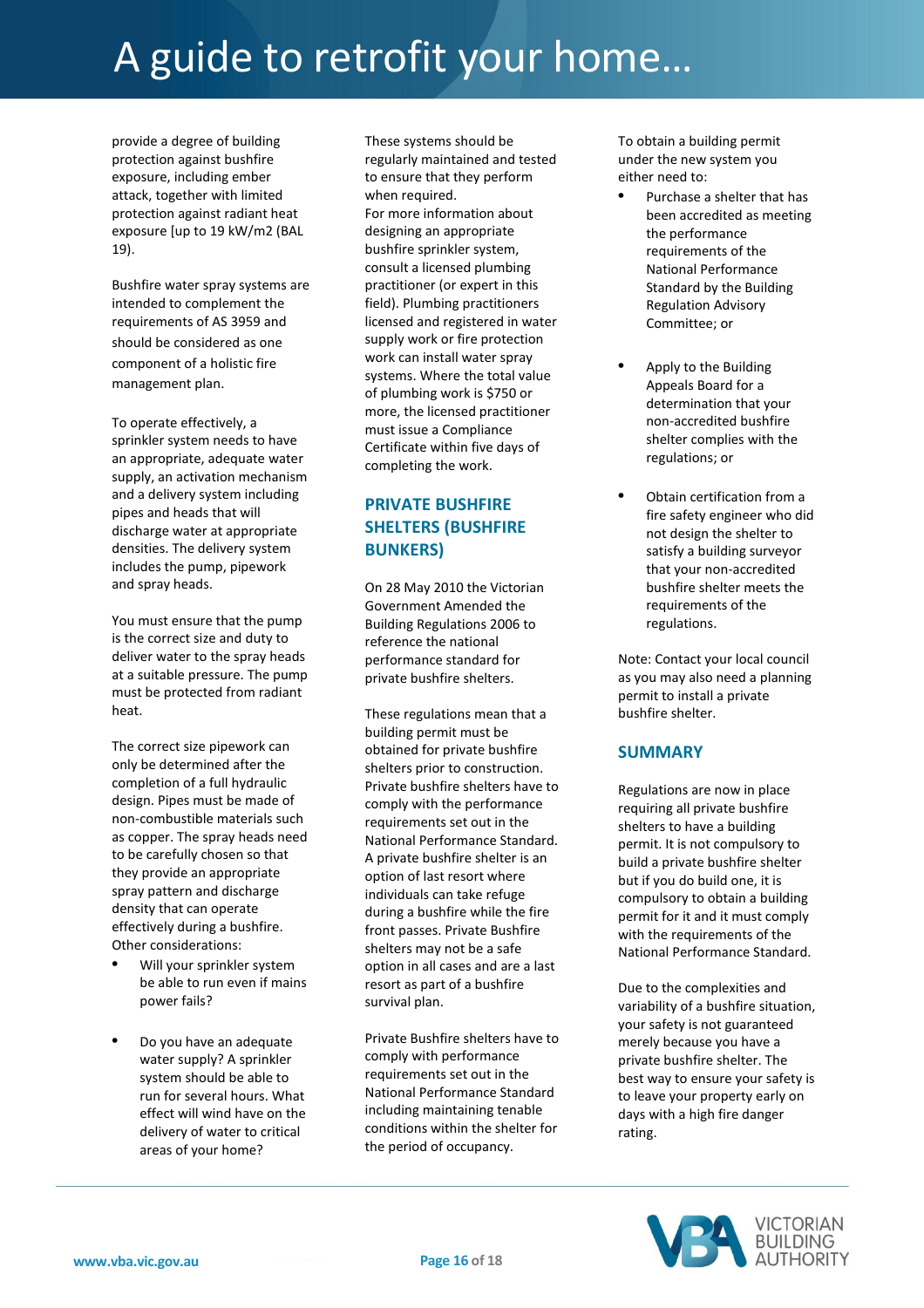provide a degree of building protection against bushfire exposure, including ember attack, together with limited protection against radiant heat exposure [up to 19 kW/m2 (BAL 19).

Bushfire water spray systems are intended to complement the requirements of AS 3959 and should be considered as one component of a holistic fire management plan.

To operate effectively, a sprinkler system needs to have an appropriate, adequate water supply, an activation mechanism and a delivery system including pipes and heads that will discharge water at appropriate densities. The delivery system includes the pump, pipework and spray heads.

You must ensure that the pump is the correct size and duty to deliver water to the spray heads at a suitable pressure. The pump must be protected from radiant heat.

The correct size pipework can only be determined after the completion of a full hydraulic design. Pipes must be made of non-combustible materials such as copper. The spray heads need to be carefully chosen so that they provide an appropriate spray pattern and discharge density that can operate effectively during a bushfire. Other considerations:

- Will your sprinkler system be able to run even if mains power fails?
- Do you have an adequate water supply? A sprinkler system should be able to run for several hours. What effect will wind have on the delivery of water to critical areas of your home?

These systems should be regularly maintained and tested to ensure that they perform when required.
For more information about designing an appropriate bushfire sprinkler system, consult a licensed plumbing practitioner (or expert in this field). Plumbing practitioners licensed and registered in water supply work or fire protection work can install water spray systems. Where the total value of plumbing work is $750 or more, the licensed practitioner must issue a Compliance Certificate within five days of completing the work.

## PRIVATE BUSHFIRE SHELTERS (BUSHFIRE BUNKERS)

On 28 May 2010 the Victorian Government Amended the Building Regulations 2006 to reference the national performance standard for private bushfire shelters.

These regulations mean that a building permit must be obtained for private bushfire shelters prior to construction. Private bushfire shelters have to comply with the performance requirements set out in the National Performance Standard. A private bushfire shelter is an option of last resort where individuals can take refuge during a bushfire while the fire front passes. Private Bushfire shelters may not be a safe option in all cases and are a last resort as part of a bushfire survival plan.

Private Bushfire shelters have to comply with performance requirements set out in the National Performance Standard including maintaining tenable conditions within the shelter for the period of occupancy.

To obtain a building permit under the new system you either need to:

- Purchase a shelter that has been accredited as meeting the performance requirements of the National Performance Standard by the Building Regulation Advisory Committee; or
- Apply to the Building Appeals Board for a determination that your non-accredited bushfire shelter complies with the regulations; or
- Obtain certification from a fire safety engineer who did not design the shelter to satisfy a building surveyor that your non-accredited bushfire shelter meets the requirements of the regulations.

Note: Contact your local council as you may also need a planning permit to install a private bushfire shelter.

## SUMMARY

Regulations are now in place requiring all private bushfire shelters to have a building permit. It is not compulsory to build a private bushfire shelter but if you do build one, it is compulsory to obtain a building permit for it and it must comply with the requirements of the National Performance Standard.

Due to the complexities and variability of a bushfire situation, your safety is not guaranteed merely because you have a private bushfire shelter. The best way to ensure your safety is to leave your property early on days with a high fire danger rating.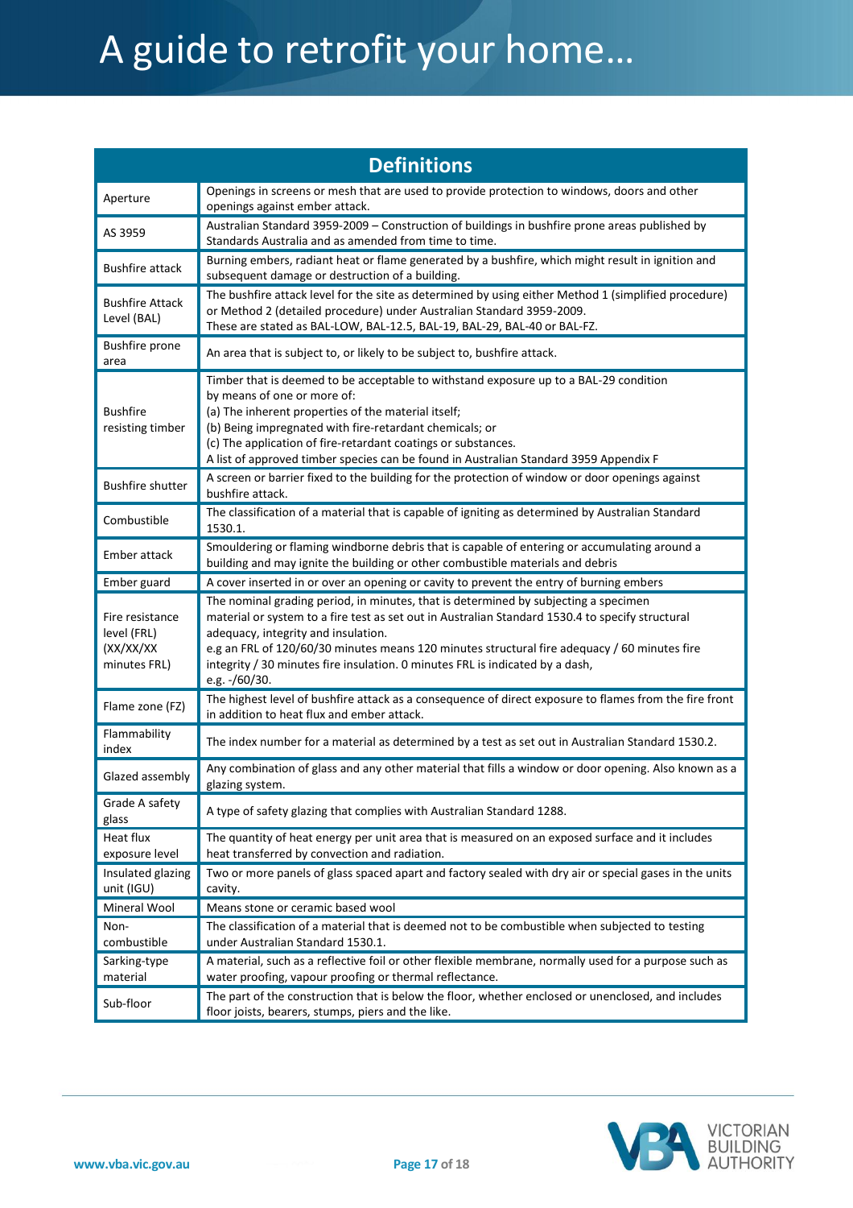| Definitions | |
|---|---|
| Aperture | Openings in screens or mesh that are used to provide protection to windows, doors and other openings against ember attack. |
| AS 3959 | Australian Standard 3959-2009 – Construction of buildings in bushfire prone areas published by Standards Australia and as amended from time to time. |
| Bushfire attack | Burning embers, radiant heat or flame generated by a bushfire, which might result in ignition and subsequent damage or destruction of a building. |
| Bushfire Attack Level (BAL) | The bushfire attack level for the site as determined by using either Method 1 (simplified procedure) or Method 2 (detailed procedure) under Australian Standard 3959-2009.<br>These are stated as BAL-LOW, BAL-12.5, BAL-19, BAL-29, BAL-40 or BAL-FZ. |
| Bushfire prone area | An area that is subject to, or likely to be subject to, bushfire attack. |
| Bushfire resisting timber | Timber that is deemed to be acceptable to withstand exposure up to a BAL-29 condition by means of one or more of:<br>(a) The inherent properties of the material itself;<br>(b) Being impregnated with fire-retardant chemicals; or<br>(c) The application of fire-retardant coatings or substances.<br>A list of approved timber species can be found in Australian Standard 3959 Appendix F |
| Bushfire shutter | A screen or barrier fixed to the building for the protection of window or door openings against bushfire attack. |
| Combustible | The classification of a material that is capable of igniting as determined by Australian Standard 1530.1. |
| Ember attack | Smouldering or flaming windborne debris that is capable of entering or accumulating around a building and may ignite the building or other combustible materials and debris |
| Ember guard | A cover inserted in or over an opening or cavity to prevent the entry of burning embers |
| Fire resistance level (FRL) (XX/XX/XX minutes FRL) | The nominal grading period, in minutes, that is determined by subjecting a specimen material or system to a fire test as set out in Australian Standard 1530.4 to specify structural adequacy, integrity and insulation.<br>e.g an FRL of 120/60/30 minutes means 120 minutes structural fire adequacy / 60 minutes fire integrity / 30 minutes fire insulation. 0 minutes FRL is indicated by a dash, e.g. -/60/30. |
| Flame zone (FZ) | The highest level of bushfire attack as a consequence of direct exposure to flames from the fire front in addition to heat flux and ember attack. |
| Flammability index | The index number for a material as determined by a test as set out in Australian Standard 1530.2. |
| Glazed assembly | Any combination of glass and any other material that fills a window or door opening. Also known as a glazing system. |
| Grade A safety glass | A type of safety glazing that complies with Australian Standard 1288. |
| Heat flux exposure level | The quantity of heat energy per unit area that is measured on an exposed surface and it includes heat transferred by convection and radiation. |
| Insulated glazing unit (IGU) | Two or more panels of glass spaced apart and factory sealed with dry air or special gases in the units cavity. |
| Mineral Wool | Means stone or ceramic based wool |
| Non-combustible | The classification of a material that is deemed not to be combustible when subjected to testing under Australian Standard 1530.1. |
| Sarking-type material | A material, such as a reflective foil or other flexible membrane, normally used for a purpose such as water proofing, vapour proofing or thermal reflectance. |
| Sub-floor | The part of the construction that is below the floor, whether enclosed or unenclosed, and includes floor joists, bearers, stumps, piers and the like. |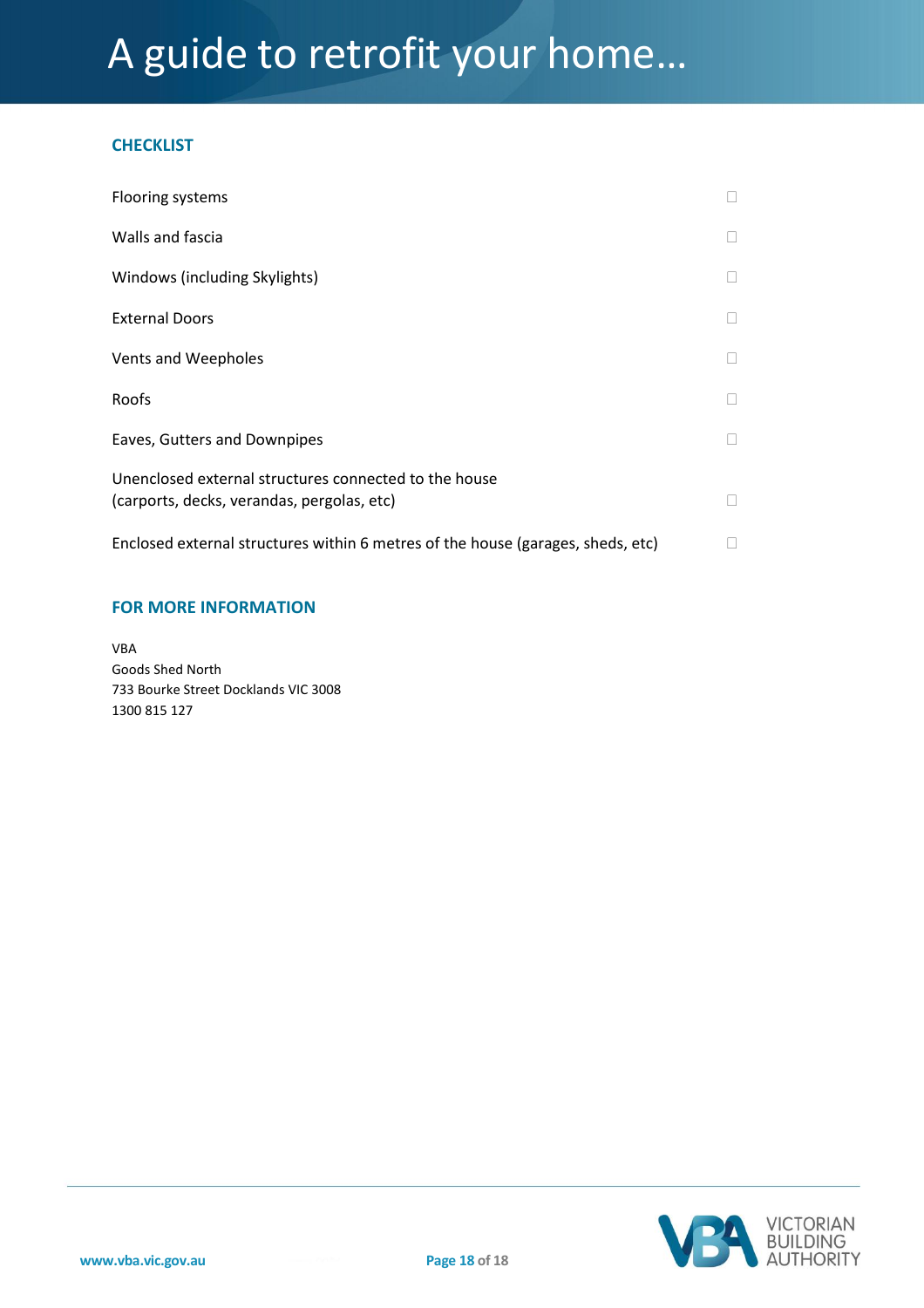# A guide to retrofit your home...

## CHECKLIST

- Flooring systems ☐
- Walls and fascia ☐
- Windows (including Skylights) ☐
- External Doors ☐
- Vents and Weepholes ☐
- Roofs ☐
- Eaves, Gutters and Downpipes ☐
- Unenclosed external structures connected to the house (carports, decks, verandas, pergolas, etc) ☐
- Enclosed external structures within 6 metres of the house (garages, sheds, etc) ☐

## FOR MORE INFORMATION

VBA
Goods Shed North
733 Bourke Street Docklands VIC 3008
1300 815 127